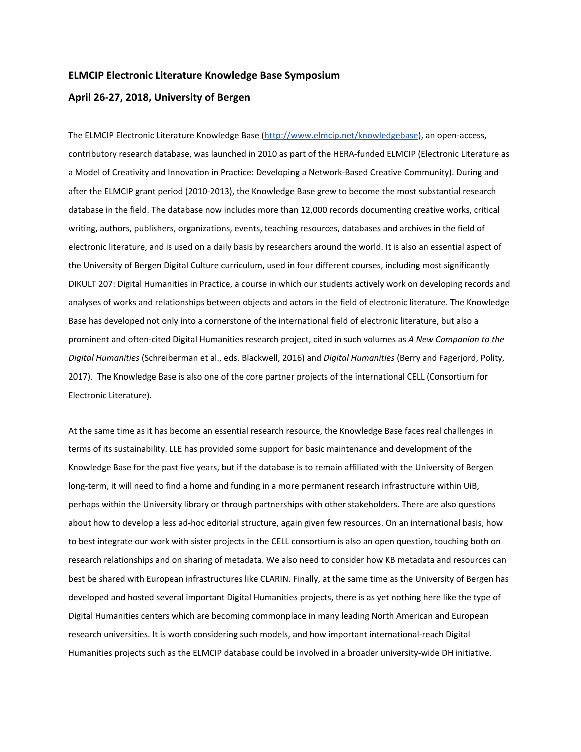## ELMCIP Electronic Literature Knowledge Base Symposium

## April 26-27, 2018, University of Bergen

The ELMCIP Electronic Literature Knowledge Base (http://www.elmcip.net/knowledgebase), an open-access, contributory research database, was launched in 2010 as part of the HERA-funded ELMCIP (Electronic Literature as a Model of Creativity and Innovation in Practice: Developing a Network-Based Creative Community). During and after the ELMCIP grant period (2010-2013), the Knowledge Base grew to become the most substantial research database in the field. The database now includes more than 12,000 records documenting creative works, critical writing, authors, publishers, organizations, events, teaching resources, databases and archives in the field of electronic literature, and is used on a daily basis by researchers around the world. It is also an essential aspect of the University of Bergen Digital Culture curriculum, used in four different courses, including most significantly DIKULT 207: Digital Humanities in Practice, a course in which our students actively work on developing records and analyses of works and relationships between objects and actors in the field of electronic literature. The Knowledge Base has developed not only into a cornerstone of the international field of electronic literature, but also a prominent and often-cited Digital Humanities research project, cited in such volumes as *A New Companion to the Digital Humanities* (Schreiberman et al., eds. Blackwell, 2016) and *Digital Humanities* (Berry and Fagerjord, Polity, 2017). The Knowledge Base is also one of the core partner projects of the international CELL (Consortium for Electronic Literature).

At the same time as it has become an essential research resource, the Knowledge Base faces real challenges in terms of its sustainability. LLE has provided some support for basic maintenance and development of the Knowledge Base for the past five years, but if the database is to remain affiliated with the University of Bergen long-term, it will need to find a home and funding in a more permanent research infrastructure within UiB, perhaps within the University library or through partnerships with other stakeholders. There are also questions about how to develop a less ad-hoc editorial structure, again given few resources. On an international basis, how to best integrate our work with sister projects in the CELL consortium is also an open question, touching both on research relationships and on sharing of metadata. We also need to consider how KB metadata and resources can best be shared with European infrastructures like CLARIN. Finally, at the same time as the University of Bergen has developed and hosted several important Digital Humanities projects, there is as yet nothing here like the type of Digital Humanities centers which are becoming commonplace in many leading North American and European research universities. It is worth considering such models, and how important international-reach Digital Humanities projects such as the ELMCIP database could be involved in a broader university-wide DH initiative.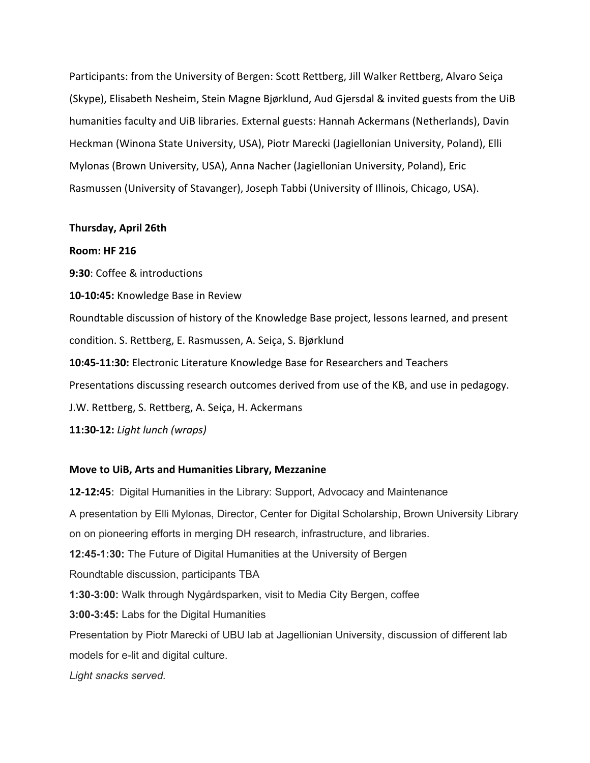Participants: from the University of Bergen: Scott Rettberg, Jill Walker Rettberg, Alvaro Seiça (Skype), Elisabeth Nesheim, Stein Magne Bjørklund, Aud Gjersdal & invited guests from the UiB humanities faculty and UiB libraries. External guests: Hannah Ackermans (Netherlands), Davin Heckman (Winona State University, USA), Piotr Marecki (Jagiellonian University, Poland), Elli Mylonas (Brown University, USA), Anna Nacher (Jagiellonian University, Poland), Eric Rasmussen (University of Stavanger), Joseph Tabbi (University of Illinois, Chicago, USA).

**Thursday, April 26th**

**Room: HF 216**

**9:30**: Coffee & introductions

**10-10:45:** Knowledge Base in Review

Roundtable discussion of history of the Knowledge Base project, lessons learned, and present condition. S. Rettberg, E. Rasmussen, A. Seiça, S. Bjørklund

**10:45-11:30:** Electronic Literature Knowledge Base for Researchers and Teachers

Presentations discussing research outcomes derived from use of the KB, and use in pedagogy. J.W. Rettberg, S. Rettberg, A. Seiça, H. Ackermans

**11:30-12:** *Light lunch (wraps)*

**Move to UiB, Arts and Humanities Library, Mezzanine**

**12-12:45**: Digital Humanities in the Library: Support, Advocacy and Maintenance

A presentation by Elli Mylonas, Director, Center for Digital Scholarship, Brown University Library on on pioneering efforts in merging DH research, infrastructure, and libraries.

**12:45-1:30:** The Future of Digital Humanities at the University of Bergen

Roundtable discussion, participants TBA

**1:30-3:00:** Walk through Nygårdsparken, visit to Media City Bergen, coffee

**3:00-3:45:** Labs for the Digital Humanities

Presentation by Piotr Marecki of UBU lab at Jagellionian University, discussion of different lab models for e-lit and digital culture.

*Light snacks served.*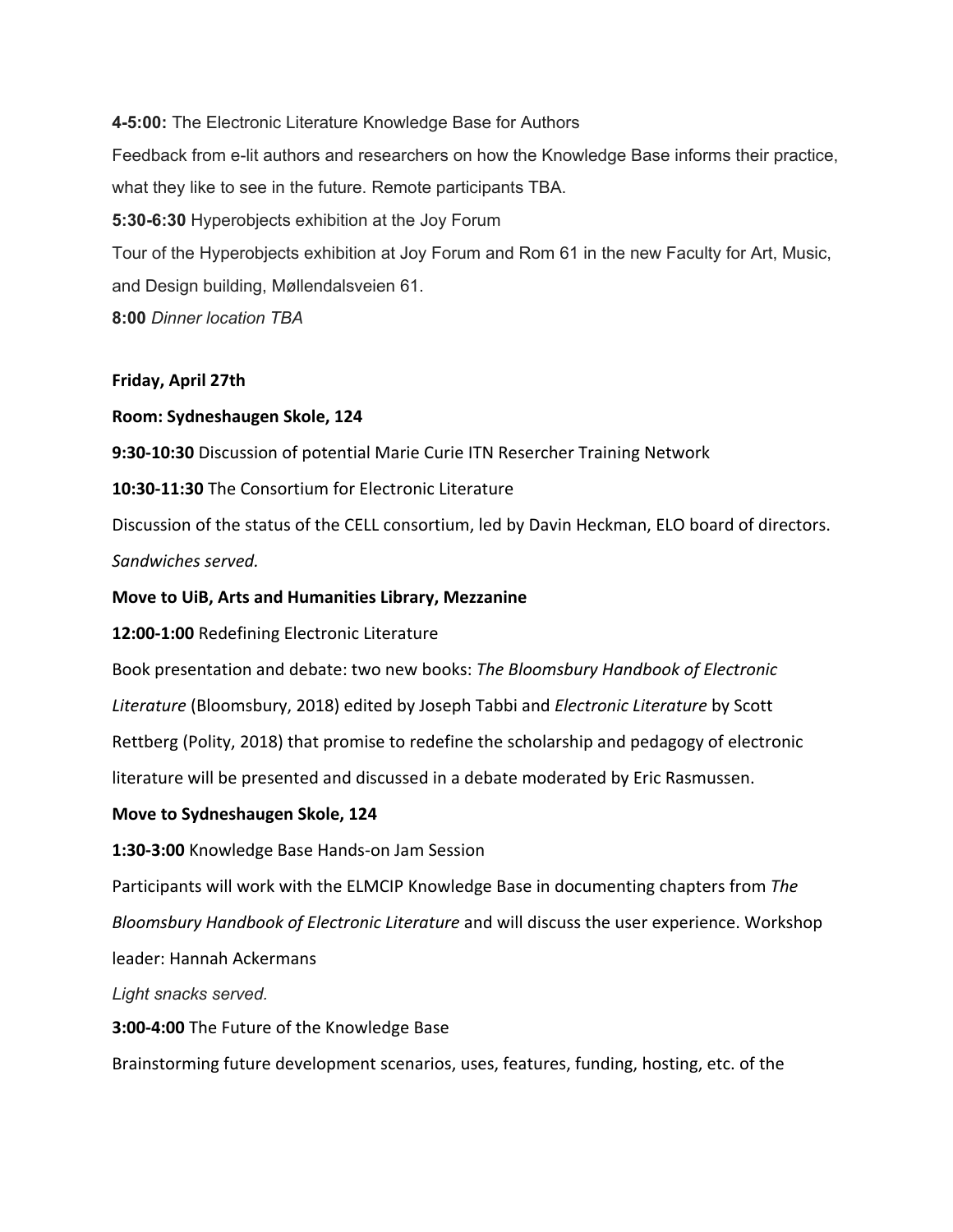**4-5:00:** The Electronic Literature Knowledge Base for Authors

Feedback from e-lit authors and researchers on how the Knowledge Base informs their practice, what they like to see in the future. Remote participants TBA.

**5:30-6:30** Hyperobjects exhibition at the Joy Forum

Tour of the Hyperobjects exhibition at Joy Forum and Rom 61 in the new Faculty for Art, Music, and Design building, Møllendalsveien 61.

**8:00** *Dinner location TBA*

**Friday, April 27th**

**Room: Sydneshaugen Skole, 124**

**9:30-10:30** Discussion of potential Marie Curie ITN Resercher Training Network

**10:30-11:30** The Consortium for Electronic Literature

Discussion of the status of the CELL consortium, led by Davin Heckman, ELO board of directors.

*Sandwiches served.*

**Move to UiB, Arts and Humanities Library, Mezzanine**

**12:00-1:00** Redefining Electronic Literature

Book presentation and debate: two new books: *The Bloomsbury Handbook of Electronic Literature* (Bloomsbury, 2018) edited by Joseph Tabbi and *Electronic Literature* by Scott Rettberg (Polity, 2018) that promise to redefine the scholarship and pedagogy of electronic literature will be presented and discussed in a debate moderated by Eric Rasmussen.

**Move to Sydneshaugen Skole, 124**

**1:30-3:00** Knowledge Base Hands-on Jam Session

Participants will work with the ELMCIP Knowledge Base in documenting chapters from *The Bloomsbury Handbook of Electronic Literature* and will discuss the user experience. Workshop leader: Hannah Ackermans

*Light snacks served.*

**3:00-4:00** The Future of the Knowledge Base

Brainstorming future development scenarios, uses, features, funding, hosting, etc. of the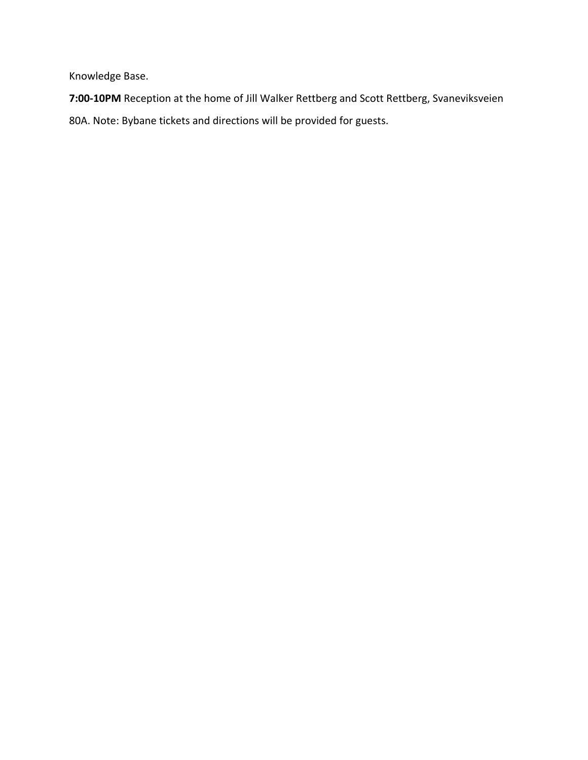Knowledge Base.

**7:00-10PM** Reception at the home of Jill Walker Rettberg and Scott Rettberg, Svaneviksveien 80A. Note: Bybane tickets and directions will be provided for guests.